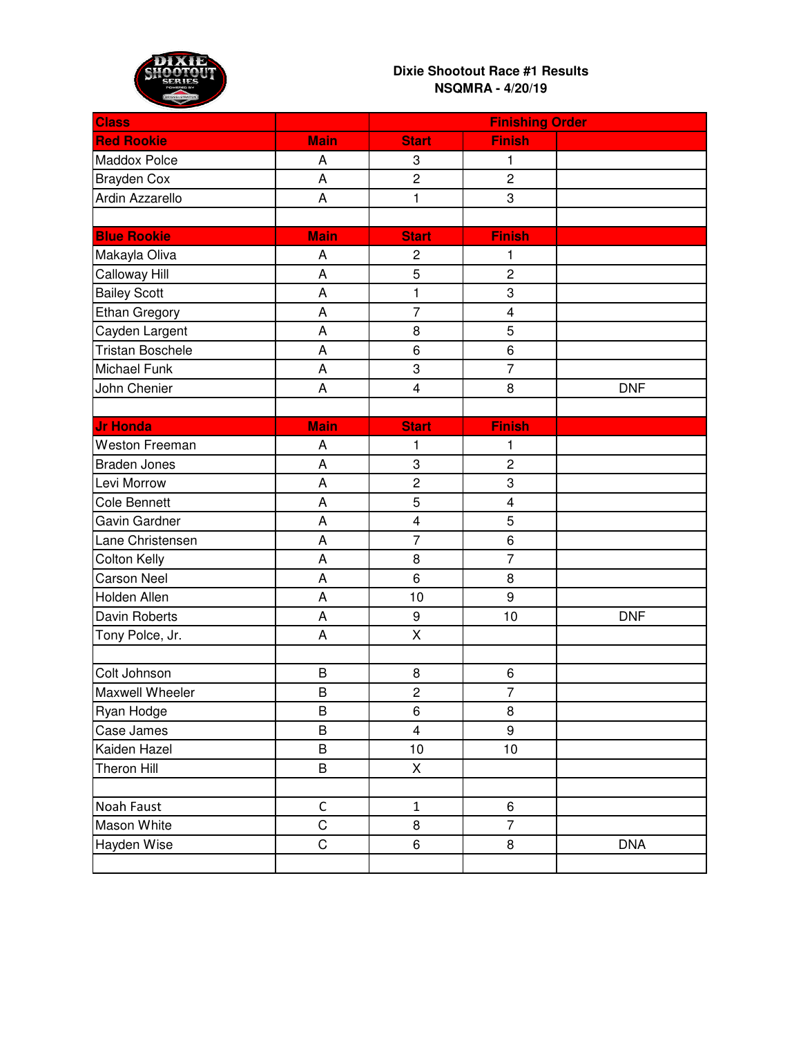**Dixie Shootout Race #1 Results**
**NSQMRA - 4/20/19**

| Class | | Finishing Order | | |
|---|---|---|---|---|
| **Red Rookie** | **Main** | **Start** | **Finish** | |
| Maddox Polce | A | 3 | 1 | |
| Brayden Cox | A | 2 | 2 | |
| Ardin Azzarello | A | 1 | 3 | |
| | | | | |
| **Blue Rookie** | **Main** | **Start** | **Finish** | |
| Makayla Oliva | A | 2 | 1 | |
| Calloway Hill | A | 5 | 2 | |
| Bailey Scott | A | 1 | 3 | |
| Ethan Gregory | A | 7 | 4 | |
| Cayden Largent | A | 8 | 5 | |
| Tristan Boschele | A | 6 | 6 | |
| Michael Funk | A | 3 | 7 | |
| John Chenier | A | 4 | 8 | DNF |
| | | | | |
| **Jr Honda** | **Main** | **Start** | **Finish** | |
| Weston Freeman | A | 1 | 1 | |
| Braden Jones | A | 3 | 2 | |
| Levi Morrow | A | 2 | 3 | |
| Cole Bennett | A | 5 | 4 | |
| Gavin Gardner | A | 4 | 5 | |
| Lane Christensen | A | 7 | 6 | |
| Colton Kelly | A | 8 | 7 | |
| Carson Neel | A | 6 | 8 | |
| Holden Allen | A | 10 | 9 | |
| Davin Roberts | A | 9 | 10 | DNF |
| Tony Polce, Jr. | A | X | | |
| | | | | |
| Colt Johnson | B | 8 | 6 | |
| Maxwell Wheeler | B | 2 | 7 | |
| Ryan Hodge | B | 6 | 8 | |
| Case James | B | 4 | 9 | |
| Kaiden Hazel | B | 10 | 10 | |
| Theron Hill | B | X | | |
| | | | | |
| Noah Faust | C | 1 | 6 | |
| Mason White | C | 8 | 7 | |
| Hayden Wise | C | 6 | 8 | DNA |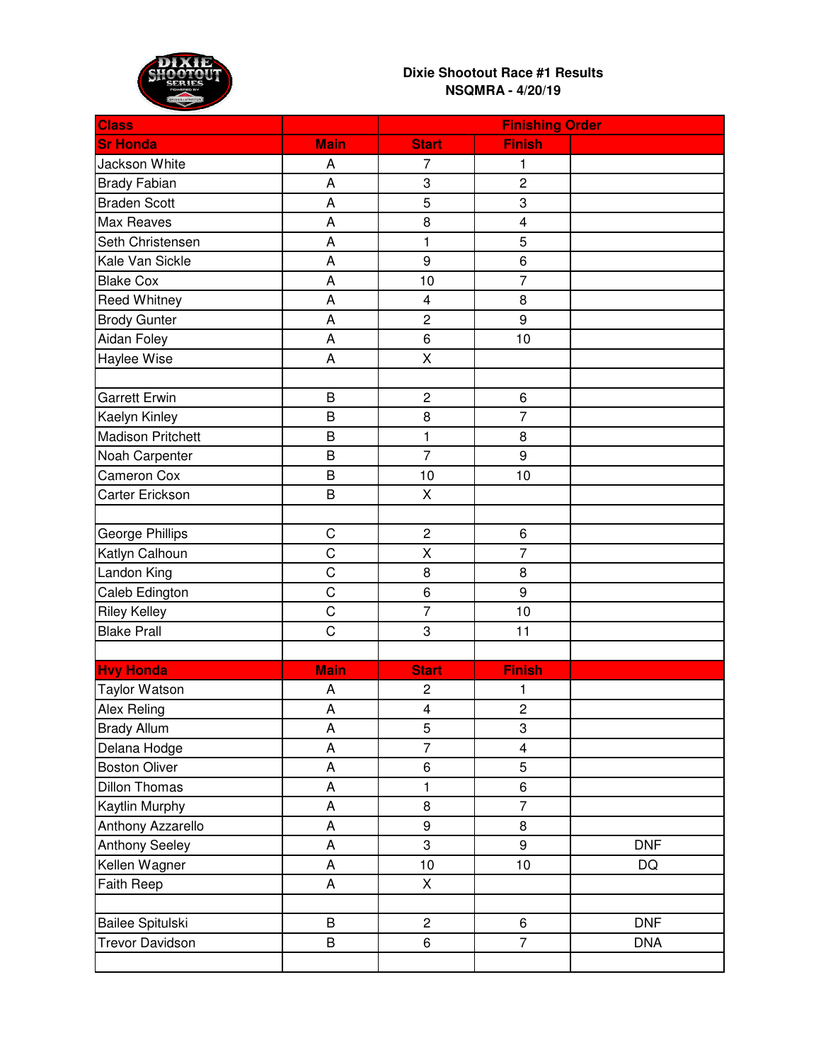# Dixie Shootout Race #1 Results

**NSQMRA - 4/20/19**

| Class | | Finishing Order | | |
|---|---|---|---|---|
| **Sr Honda** | **Main** | **Start** | **Finish** | |
| Jackson White | A | 7 | 1 | |
| Brady Fabian | A | 3 | 2 | |
| Braden Scott | A | 5 | 3 | |
| Max Reaves | A | 8 | 4 | |
| Seth Christensen | A | 1 | 5 | |
| Kale Van Sickle | A | 9 | 6 | |
| Blake Cox | A | 10 | 7 | |
| Reed Whitney | A | 4 | 8 | |
| Brody Gunter | A | 2 | 9 | |
| Aidan Foley | A | 6 | 10 | |
| Haylee Wise | A | X | | |
| | | | | |
| Garrett Erwin | B | 2 | 6 | |
| Kaelyn Kinley | B | 8 | 7 | |
| Madison Pritchett | B | 1 | 8 | |
| Noah Carpenter | B | 7 | 9 | |
| Cameron Cox | B | 10 | 10 | |
| Carter Erickson | B | X | | |
| | | | | |
| George Phillips | C | 2 | 6 | |
| Katlyn Calhoun | C | X | 7 | |
| Landon King | C | 8 | 8 | |
| Caleb Edington | C | 6 | 9 | |
| Riley Kelley | C | 7 | 10 | |
| Blake Prall | C | 3 | 11 | |
| | | | | |
| **Hvy Honda** | **Main** | **Start** | **Finish** | |
| Taylor Watson | A | 2 | 1 | |
| Alex Reling | A | 4 | 2 | |
| Brady Allum | A | 5 | 3 | |
| Delana Hodge | A | 7 | 4 | |
| Boston Oliver | A | 6 | 5 | |
| Dillon Thomas | A | 1 | 6 | |
| Kaytlin Murphy | A | 8 | 7 | |
| Anthony Azzarello | A | 9 | 8 | |
| Anthony Seeley | A | 3 | 9 | DNF |
| Kellen Wagner | A | 10 | 10 | DQ |
| Faith Reep | A | X | | |
| | | | | |
| Bailee Spitulski | B | 2 | 6 | DNF |
| Trevor Davidson | B | 6 | 7 | DNA |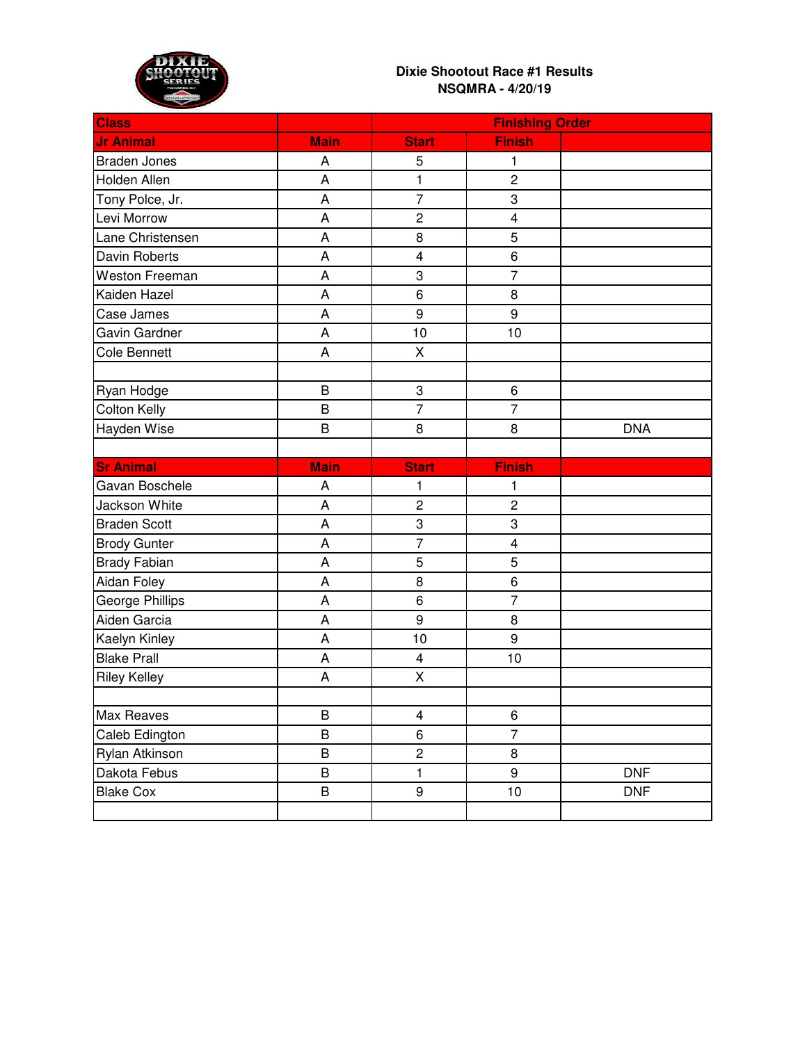**Dixie Shootout Race #1 Results**
**NSQMRA - 4/20/19**

| Class | | Finishing Order | | |
|---|---|---|---|---|
| **Jr Animal** | **Main** | **Start** | **Finish** | |
| Braden Jones | A | 5 | 1 | |
| Holden Allen | A | 1 | 2 | |
| Tony Polce, Jr. | A | 7 | 3 | |
| Levi Morrow | A | 2 | 4 | |
| Lane Christensen | A | 8 | 5 | |
| Davin Roberts | A | 4 | 6 | |
| Weston Freeman | A | 3 | 7 | |
| Kaiden Hazel | A | 6 | 8 | |
| Case James | A | 9 | 9 | |
| Gavin Gardner | A | 10 | 10 | |
| Cole Bennett | A | X | | |
| | | | | |
| Ryan Hodge | B | 3 | 6 | |
| Colton Kelly | B | 7 | 7 | |
| Hayden Wise | B | 8 | 8 | DNA |
| | | | | |
| **Sr Animal** | **Main** | **Start** | **Finish** | |
| Gavan Boschele | A | 1 | 1 | |
| Jackson White | A | 2 | 2 | |
| Braden Scott | A | 3 | 3 | |
| Brody Gunter | A | 7 | 4 | |
| Brady Fabian | A | 5 | 5 | |
| Aidan Foley | A | 8 | 6 | |
| George Phillips | A | 6 | 7 | |
| Aiden Garcia | A | 9 | 8 | |
| Kaelyn Kinley | A | 10 | 9 | |
| Blake Prall | A | 4 | 10 | |
| Riley Kelley | A | X | | |
| | | | | |
| Max Reaves | B | 4 | 6 | |
| Caleb Edington | B | 6 | 7 | |
| Rylan Atkinson | B | 2 | 8 | |
| Dakota Febus | B | 1 | 9 | DNF |
| Blake Cox | B | 9 | 10 | DNF |
| | | | | |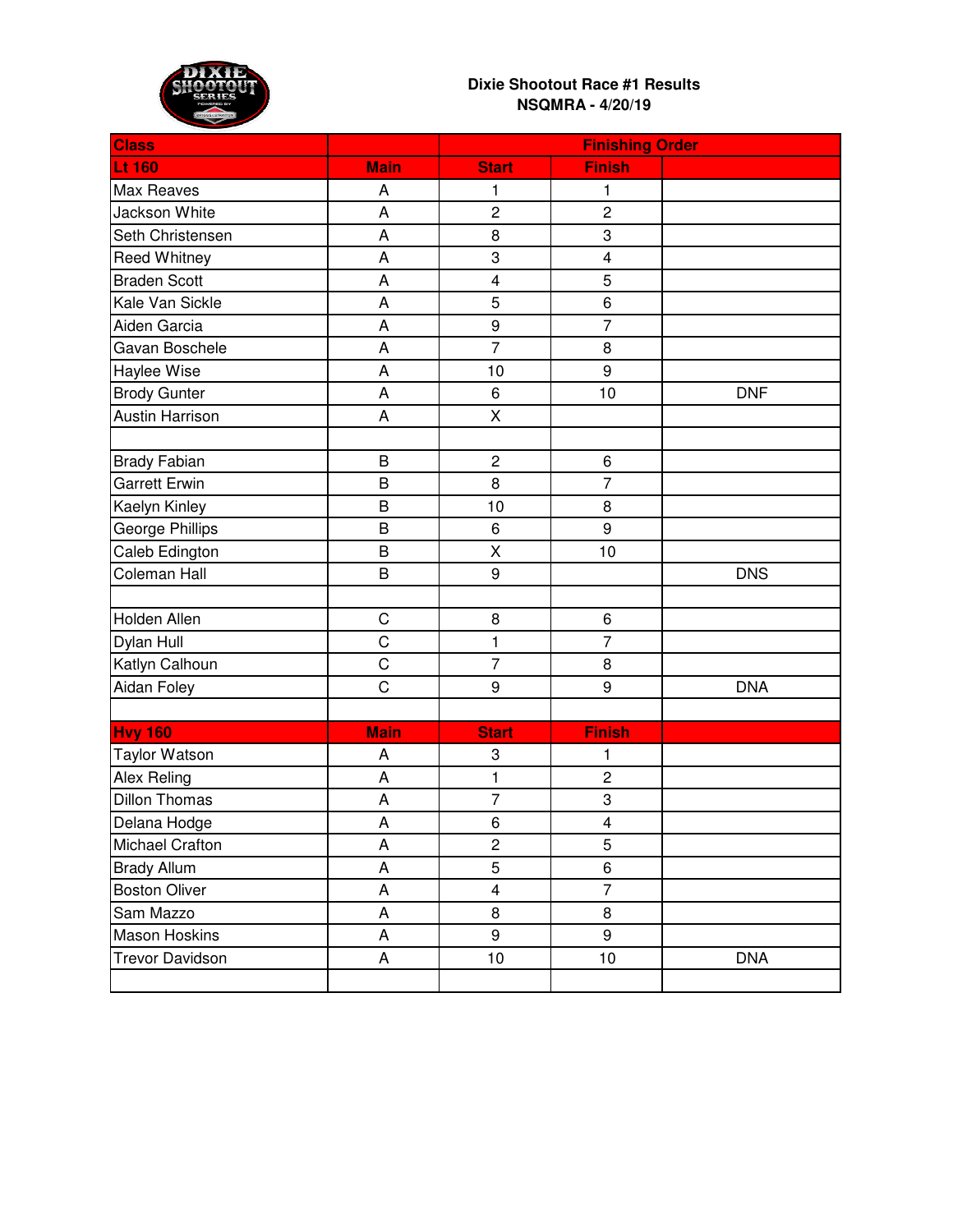**Dixie Shootout Race #1 Results**
**NSQMRA - 4/20/19**

| Class | | Finishing Order | | |
|---|---|---|---|---|
| Lt 160 | Main | Start | Finish | |
| Max Reaves | A | 1 | 1 | |
| Jackson White | A | 2 | 2 | |
| Seth Christensen | A | 8 | 3 | |
| Reed Whitney | A | 3 | 4 | |
| Braden Scott | A | 4 | 5 | |
| Kale Van Sickle | A | 5 | 6 | |
| Aiden Garcia | A | 9 | 7 | |
| Gavan Boschele | A | 7 | 8 | |
| Haylee Wise | A | 10 | 9 | |
| Brody Gunter | A | 6 | 10 | DNF |
| Austin Harrison | A | X | | |
| | | | | |
| Brady Fabian | B | 2 | 6 | |
| Garrett Erwin | B | 8 | 7 | |
| Kaelyn Kinley | B | 10 | 8 | |
| George Phillips | B | 6 | 9 | |
| Caleb Edington | B | X | 10 | |
| Coleman Hall | B | 9 | | DNS |
| | | | | |
| Holden Allen | C | 8 | 6 | |
| Dylan Hull | C | 1 | 7 | |
| Katlyn Calhoun | C | 7 | 8 | |
| Aidan Foley | C | 9 | 9 | DNA |
| | | | | |
| Hvy 160 | Main | Start | Finish | |
| Taylor Watson | A | 3 | 1 | |
| Alex Reling | A | 1 | 2 | |
| Dillon Thomas | A | 7 | 3 | |
| Delana Hodge | A | 6 | 4 | |
| Michael Crafton | A | 2 | 5 | |
| Brady Allum | A | 5 | 6 | |
| Boston Oliver | A | 4 | 7 | |
| Sam Mazzo | A | 8 | 8 | |
| Mason Hoskins | A | 9 | 9 | |
| Trevor Davidson | A | 10 | 10 | DNA |
| | | | | |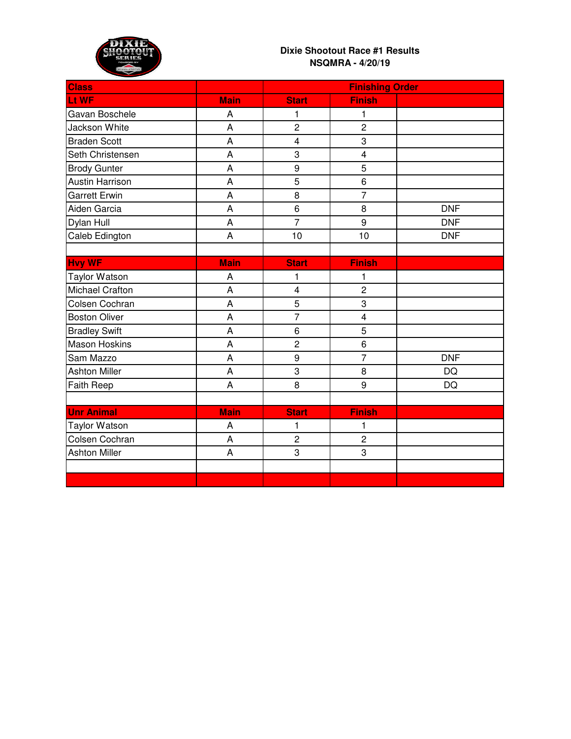**Dixie Shootout Race #1 Results**
**NSQMRA - 4/20/19**

| Class | | Finishing Order | | |
|---|---|---|---|---|
| **Lt WF** | **Main** | **Start** | **Finish** | |
| Gavan Boschele | A | 1 | 1 | |
| Jackson White | A | 2 | 2 | |
| Braden Scott | A | 4 | 3 | |
| Seth Christensen | A | 3 | 4 | |
| Brody Gunter | A | 9 | 5 | |
| Austin Harrison | A | 5 | 6 | |
| Garrett Erwin | A | 8 | 7 | |
| Aiden Garcia | A | 6 | 8 | DNF |
| Dylan Hull | A | 7 | 9 | DNF |
| Caleb Edington | A | 10 | 10 | DNF |
| | | | | |
| **Hvy WF** | **Main** | **Start** | **Finish** | |
| Taylor Watson | A | 1 | 1 | |
| Michael Crafton | A | 4 | 2 | |
| Colsen Cochran | A | 5 | 3 | |
| Boston Oliver | A | 7 | 4 | |
| Bradley Swift | A | 6 | 5 | |
| Mason Hoskins | A | 2 | 6 | |
| Sam Mazzo | A | 9 | 7 | DNF |
| Ashton Miller | A | 3 | 8 | DQ |
| Faith Reep | A | 8 | 9 | DQ |
| | | | | |
| **Unr Animal** | **Main** | **Start** | **Finish** | |
| Taylor Watson | A | 1 | 1 | |
| Colsen Cochran | A | 2 | 2 | |
| Ashton Miller | A | 3 | 3 | |